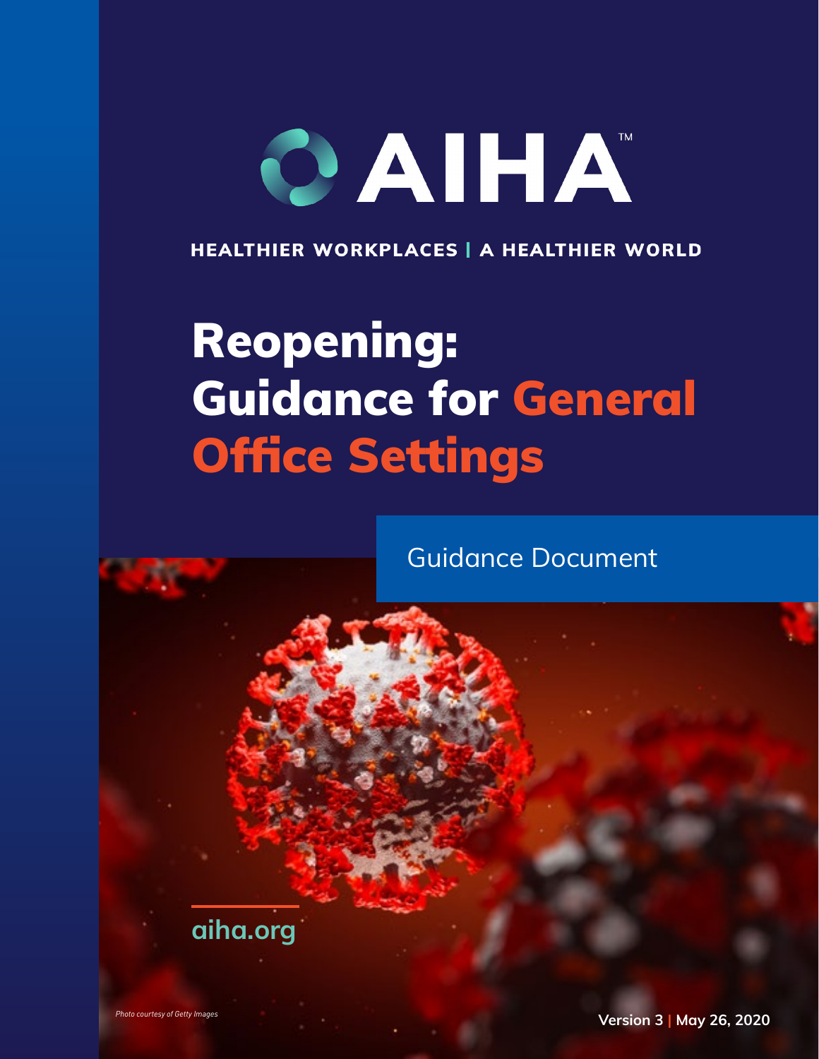AIHA™

HEALTHIER WORKPLACES | A HEALTHIER WORLD

# Reopening: Guidance for General Office Settings

Guidance Document

aiha.org

*Photo courtesy of Getty Images*

**Version 3 | May 26, 2020**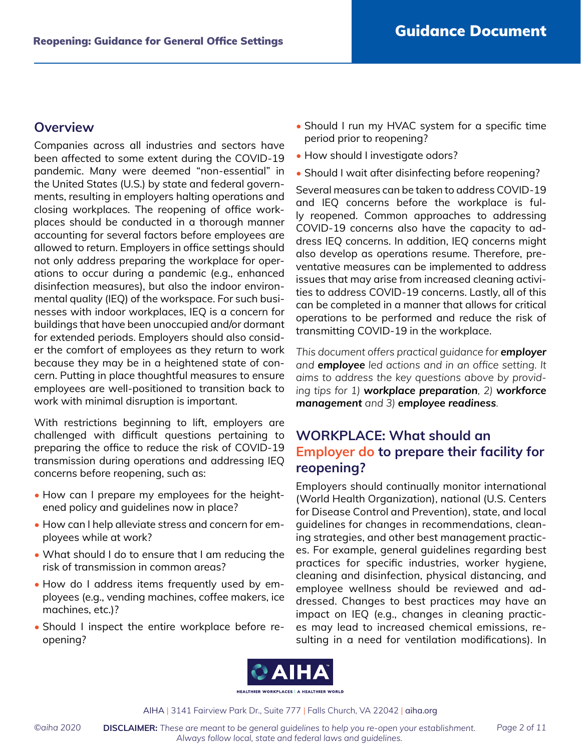## Overview

Companies across all industries and sectors have been affected to some extent during the COVID-19 pandemic. Many were deemed "non-essential" in the United States (U.S.) by state and federal governments, resulting in employers halting operations and closing workplaces. The reopening of office workplaces should be conducted in a thorough manner accounting for several factors before employees are allowed to return. Employers in office settings should not only address preparing the workplace for operations to occur during a pandemic (e.g., enhanced disinfection measures), but also the indoor environmental quality (IEQ) of the workspace. For such businesses with indoor workplaces, IEQ is a concern for buildings that have been unoccupied and/or dormant for extended periods. Employers should also consider the comfort of employees as they return to work because they may be in a heightened state of concern. Putting in place thoughtful measures to ensure employees are well-positioned to transition back to work with minimal disruption is important.

With restrictions beginning to lift, employers are challenged with difficult questions pertaining to preparing the office to reduce the risk of COVID-19 transmission during operations and addressing IEQ concerns before reopening, such as:

- How can I prepare my employees for the heightened policy and guidelines now in place?
- How can I help alleviate stress and concern for employees while at work?
- What should I do to ensure that I am reducing the risk of transmission in common areas?
- How do I address items frequently used by employees (e.g., vending machines, coffee makers, ice machines, etc.)?
- Should I inspect the entire workplace before reopening?
- Should I run my HVAC system for a specific time period prior to reopening?
- How should I investigate odors?
- Should I wait after disinfecting before reopening?

Several measures can be taken to address COVID-19 and IEQ concerns before the workplace is fully reopened. Common approaches to addressing COVID-19 concerns also have the capacity to address IEQ concerns. In addition, IEQ concerns might also develop as operations resume. Therefore, preventative measures can be implemented to address issues that may arise from increased cleaning activities to address COVID-19 concerns. Lastly, all of this can be completed in a manner that allows for critical operations to be performed and reduce the risk of transmitting COVID-19 in the workplace.

*This document offers practical guidance for **employer** and **employee** led actions and in an office setting. It aims to address the key questions above by providing tips for 1) **workplace preparation**, 2) **workforce management** and 3) **employee readiness**.*

## WORKPLACE: What should an Employer do to prepare their facility for reopening?

Employers should continually monitor international (World Health Organization), national (U.S. Centers for Disease Control and Prevention), state, and local guidelines for changes in recommendations, cleaning strategies, and other best management practices. For example, general guidelines regarding best practices for specific industries, worker hygiene, cleaning and disinfection, physical distancing, and employee wellness should be reviewed and addressed. Changes to best practices may have an impact on IEQ (e.g., changes in cleaning practices may lead to increased chemical emissions, resulting in a need for ventilation modifications). In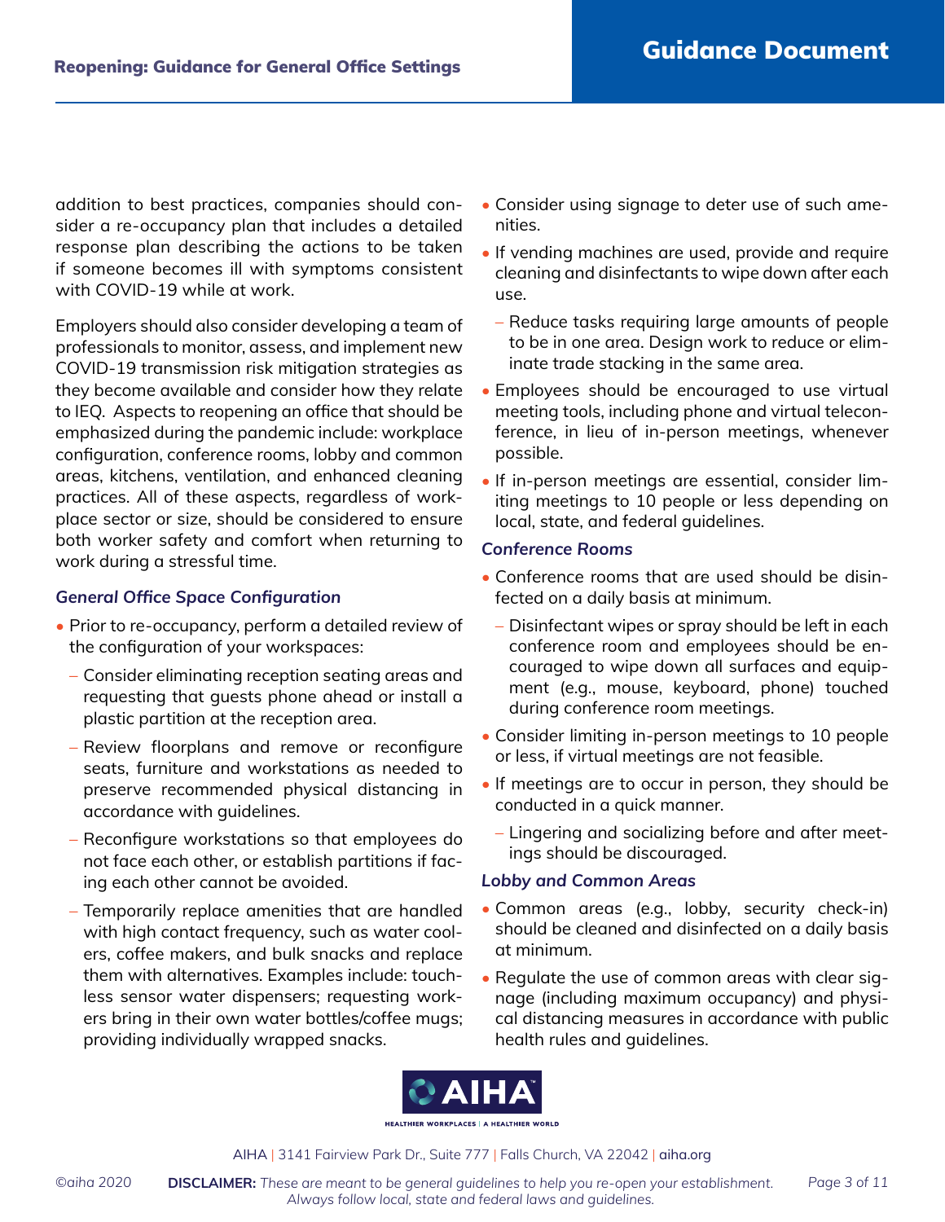addition to best practices, companies should consider a re-occupancy plan that includes a detailed response plan describing the actions to be taken if someone becomes ill with symptoms consistent with COVID-19 while at work.

Employers should also consider developing a team of professionals to monitor, assess, and implement new COVID-19 transmission risk mitigation strategies as they become available and consider how they relate to IEQ. Aspects to reopening an office that should be emphasized during the pandemic include: workplace configuration, conference rooms, lobby and common areas, kitchens, ventilation, and enhanced cleaning practices. All of these aspects, regardless of workplace sector or size, should be considered to ensure both worker safety and comfort when returning to work during a stressful time.

### *General Office Space Configuration*

- Prior to re-occupancy, perform a detailed review of the configuration of your workspaces:
  - Consider eliminating reception seating areas and requesting that guests phone ahead or install a plastic partition at the reception area.
  - Review floorplans and remove or reconfigure seats, furniture and workstations as needed to preserve recommended physical distancing in accordance with guidelines.
  - Reconfigure workstations so that employees do not face each other, or establish partitions if facing each other cannot be avoided.
  - Temporarily replace amenities that are handled with high contact frequency, such as water coolers, coffee makers, and bulk snacks and replace them with alternatives. Examples include: touchless sensor water dispensers; requesting workers bring in their own water bottles/coffee mugs; providing individually wrapped snacks.
- Consider using signage to deter use of such amenities.
- If vending machines are used, provide and require cleaning and disinfectants to wipe down after each use.
  - Reduce tasks requiring large amounts of people to be in one area. Design work to reduce or eliminate trade stacking in the same area.
- Employees should be encouraged to use virtual meeting tools, including phone and virtual teleconference, in lieu of in-person meetings, whenever possible.
- If in-person meetings are essential, consider limiting meetings to 10 people or less depending on local, state, and federal guidelines.

### *Conference Rooms*

- Conference rooms that are used should be disinfected on a daily basis at minimum.
  - Disinfectant wipes or spray should be left in each conference room and employees should be encouraged to wipe down all surfaces and equipment (e.g., mouse, keyboard, phone) touched during conference room meetings.
- Consider limiting in-person meetings to 10 people or less, if virtual meetings are not feasible.
- If meetings are to occur in person, they should be conducted in a quick manner.
  - Lingering and socializing before and after meetings should be discouraged.

### *Lobby and Common Areas*

- Common areas (e.g., lobby, security check-in) should be cleaned and disinfected on a daily basis at minimum.
- Regulate the use of common areas with clear signage (including maximum occupancy) and physical distancing measures in accordance with public health rules and guidelines.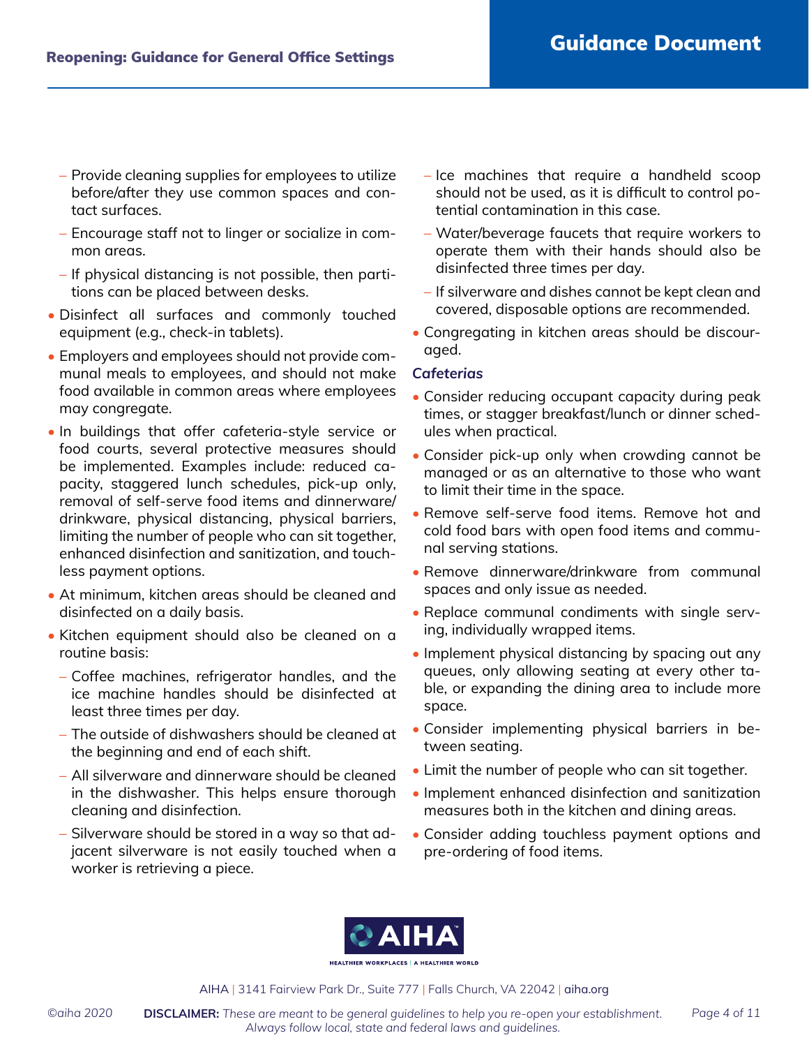- Provide cleaning supplies for employees to utilize before/after they use common spaces and contact surfaces.
  - Encourage staff not to linger or socialize in common areas.
  - If physical distancing is not possible, then partitions can be placed between desks.
- Disinfect all surfaces and commonly touched equipment (e.g., check-in tablets).
- Employers and employees should not provide communal meals to employees, and should not make food available in common areas where employees may congregate.
- In buildings that offer cafeteria-style service or food courts, several protective measures should be implemented. Examples include: reduced capacity, staggered lunch schedules, pick-up only, removal of self-serve food items and dinnerware/drinkware, physical distancing, physical barriers, limiting the number of people who can sit together, enhanced disinfection and sanitization, and touchless payment options.
- At minimum, kitchen areas should be cleaned and disinfected on a daily basis.
- Kitchen equipment should also be cleaned on a routine basis:
  - Coffee machines, refrigerator handles, and the ice machine handles should be disinfected at least three times per day.
  - The outside of dishwashers should be cleaned at the beginning and end of each shift.
  - All silverware and dinnerware should be cleaned in the dishwasher. This helps ensure thorough cleaning and disinfection.
  - Silverware should be stored in a way so that adjacent silverware is not easily touched when a worker is retrieving a piece.
  - Ice machines that require a handheld scoop should not be used, as it is difficult to control potential contamination in this case.
  - Water/beverage faucets that require workers to operate them with their hands should also be disinfected three times per day.
  - If silverware and dishes cannot be kept clean and covered, disposable options are recommended.
- Congregating in kitchen areas should be discouraged.

### *Cafeterias*

- Consider reducing occupant capacity during peak times, or stagger breakfast/lunch or dinner schedules when practical.
- Consider pick-up only when crowding cannot be managed or as an alternative to those who want to limit their time in the space.
- Remove self-serve food items. Remove hot and cold food bars with open food items and communal serving stations.
- Remove dinnerware/drinkware from communal spaces and only issue as needed.
- Replace communal condiments with single serving, individually wrapped items.
- Implement physical distancing by spacing out any queues, only allowing seating at every other table, or expanding the dining area to include more space.
- Consider implementing physical barriers in between seating.
- Limit the number of people who can sit together.
- Implement enhanced disinfection and sanitization measures both in the kitchen and dining areas.
- Consider adding touchless payment options and pre-ordering of food items.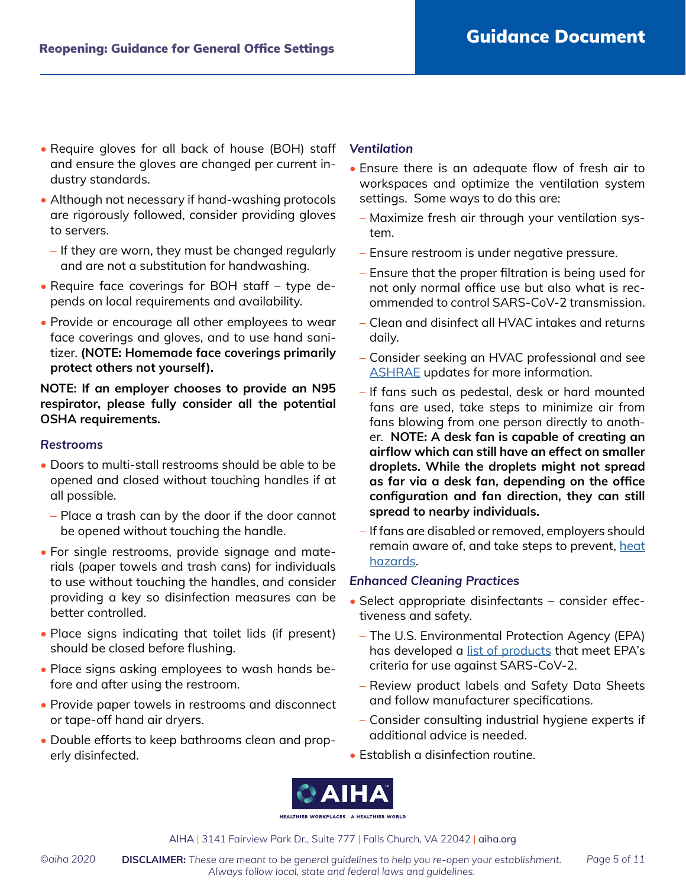- Require gloves for all back of house (BOH) staff and ensure the gloves are changed per current industry standards.
- Although not necessary if hand-washing protocols are rigorously followed, consider providing gloves to servers.
  - If they are worn, they must be changed regularly and are not a substitution for handwashing.
- Require face coverings for BOH staff – type depends on local requirements and availability.
- Provide or encourage all other employees to wear face coverings and gloves, and to use hand sanitizer. **(NOTE: Homemade face coverings primarily protect others not yourself).**

**NOTE: If an employer chooses to provide an N95 respirator, please fully consider all the potential OSHA requirements.**

### *Restrooms*

- Doors to multi-stall restrooms should be able to be opened and closed without touching handles if at all possible.
  - Place a trash can by the door if the door cannot be opened without touching the handle.
- For single restrooms, provide signage and materials (paper towels and trash cans) for individuals to use without touching the handles, and consider providing a key so disinfection measures can be better controlled.
- Place signs indicating that toilet lids (if present) should be closed before flushing.
- Place signs asking employees to wash hands before and after using the restroom.
- Provide paper towels in restrooms and disconnect or tape-off hand air dryers.
- Double efforts to keep bathrooms clean and properly disinfected.

### *Ventilation*

- Ensure there is an adequate flow of fresh air to workspaces and optimize the ventilation system settings. Some ways to do this are:
  - Maximize fresh air through your ventilation system.
  - Ensure restroom is under negative pressure.
  - Ensure that the proper filtration is being used for not only normal office use but also what is recommended to control SARS-CoV-2 transmission.
  - Clean and disinfect all HVAC intakes and returns daily.
  - Consider seeking an HVAC professional and see ASHRAE updates for more information.
  - If fans such as pedestal, desk or hard mounted fans are used, take steps to minimize air from fans blowing from one person directly to another. **NOTE: A desk fan is capable of creating an airflow which can still have an effect on smaller droplets. While the droplets might not spread as far via a desk fan, depending on the office configuration and fan direction, they can still spread to nearby individuals.**
  - If fans are disabled or removed, employers should remain aware of, and take steps to prevent, heat hazards.

### *Enhanced Cleaning Practices*

- Select appropriate disinfectants – consider effectiveness and safety.
  - The U.S. Environmental Protection Agency (EPA) has developed a list of products that meet EPA's criteria for use against SARS-CoV-2.
  - Review product labels and Safety Data Sheets and follow manufacturer specifications.
  - Consider consulting industrial hygiene experts if additional advice is needed.
- Establish a disinfection routine.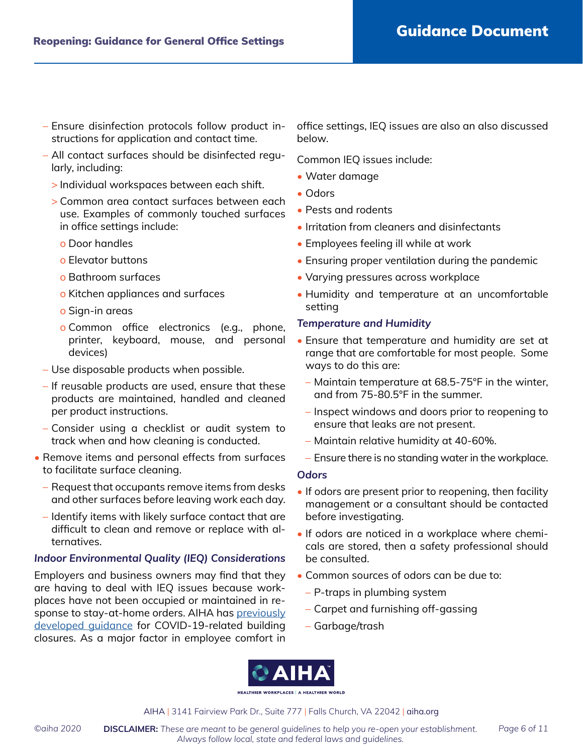- Ensure disinfection protocols follow product instructions for application and contact time.
- All contact surfaces should be disinfected regularly, including:
  - Individual workspaces between each shift.
  - Common area contact surfaces between each use. Examples of commonly touched surfaces in office settings include:
    - Door handles
    - Elevator buttons
    - Bathroom surfaces
    - Kitchen appliances and surfaces
    - Sign-in areas
    - Common office electronics (e.g., phone, printer, keyboard, mouse, and personal devices)
- Use disposable products when possible.
- If reusable products are used, ensure that these products are maintained, handled and cleaned per product instructions.
- Consider using a checklist or audit system to track when and how cleaning is conducted.

- Remove items and personal effects from surfaces to facilitate surface cleaning.
  - Request that occupants remove items from desks and other surfaces before leaving work each day.
  - Identify items with likely surface contact that are difficult to clean and remove or replace with alternatives.

### *Indoor Environmental Quality (IEQ) Considerations*

Employers and business owners may find that they are having to deal with IEQ issues because workplaces have not been occupied or maintained in response to stay-at-home orders. AIHA has previously developed guidance for COVID-19-related building closures. As a major factor in employee comfort in office settings, IEQ issues are also an also discussed below.

Common IEQ issues include:

- Water damage
- Odors
- Pests and rodents
- Irritation from cleaners and disinfectants
- Employees feeling ill while at work
- Ensuring proper ventilation during the pandemic
- Varying pressures across workplace
- Humidity and temperature at an uncomfortable setting

#### *Temperature and Humidity*

- Ensure that temperature and humidity are set at range that are comfortable for most people. Some ways to do this are:
  - Maintain temperature at 68.5-75°F in the winter, and from 75-80.5°F in the summer.
  - Inspect windows and doors prior to reopening to ensure that leaks are not present.
  - Maintain relative humidity at 40-60%.
  - Ensure there is no standing water in the workplace.

#### *Odors*

- If odors are present prior to reopening, then facility management or a consultant should be contacted before investigating.
- If odors are noticed in a workplace where chemicals are stored, then a safety professional should be consulted.
- Common sources of odors can be due to:
  - P-traps in plumbing system
  - Carpet and furnishing off-gassing
  - Garbage/trash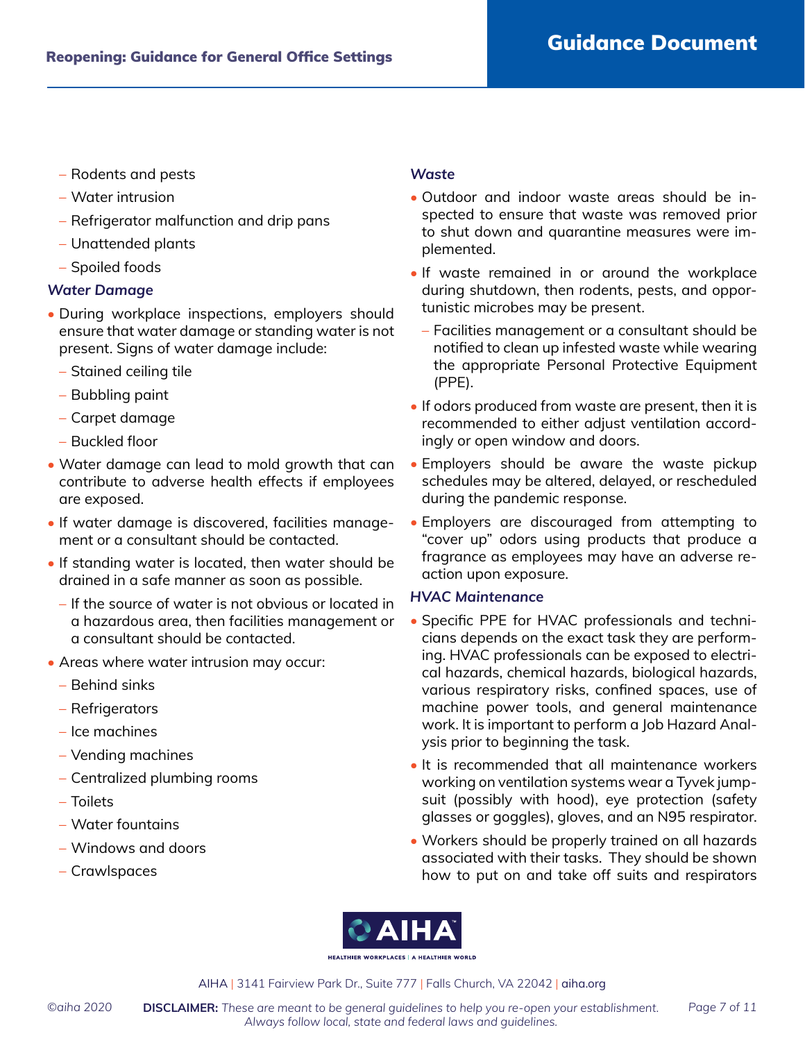- Rodents and pests
- Water intrusion
- Refrigerator malfunction and drip pans
- Unattended plants
- Spoiled foods

### *Water Damage*

- During workplace inspections, employers should ensure that water damage or standing water is not present. Signs of water damage include:
  - Stained ceiling tile
  - Bubbling paint
  - Carpet damage
  - Buckled floor
- Water damage can lead to mold growth that can contribute to adverse health effects if employees are exposed.
- If water damage is discovered, facilities management or a consultant should be contacted.
- If standing water is located, then water should be drained in a safe manner as soon as possible.
  - If the source of water is not obvious or located in a hazardous area, then facilities management or a consultant should be contacted.
- Areas where water intrusion may occur:
  - Behind sinks
  - Refrigerators
  - Ice machines
  - Vending machines
  - Centralized plumbing rooms
  - Toilets
  - Water fountains
  - Windows and doors
  - Crawlspaces

### *Waste*

- Outdoor and indoor waste areas should be inspected to ensure that waste was removed prior to shut down and quarantine measures were implemented.
- If waste remained in or around the workplace during shutdown, then rodents, pests, and opportunistic microbes may be present.
  - Facilities management or a consultant should be notified to clean up infested waste while wearing the appropriate Personal Protective Equipment (PPE).
- If odors produced from waste are present, then it is recommended to either adjust ventilation accordingly or open window and doors.
- Employers should be aware the waste pickup schedules may be altered, delayed, or rescheduled during the pandemic response.
- Employers are discouraged from attempting to "cover up" odors using products that produce a fragrance as employees may have an adverse reaction upon exposure.

### *HVAC Maintenance*

- Specific PPE for HVAC professionals and technicians depends on the exact task they are performing. HVAC professionals can be exposed to electrical hazards, chemical hazards, biological hazards, various respiratory risks, confined spaces, use of machine power tools, and general maintenance work. It is important to perform a Job Hazard Analysis prior to beginning the task.
- It is recommended that all maintenance workers working on ventilation systems wear a Tyvek jumpsuit (possibly with hood), eye protection (safety glasses or goggles), gloves, and an N95 respirator.
- Workers should be properly trained on all hazards associated with their tasks. They should be shown how to put on and take off suits and respirators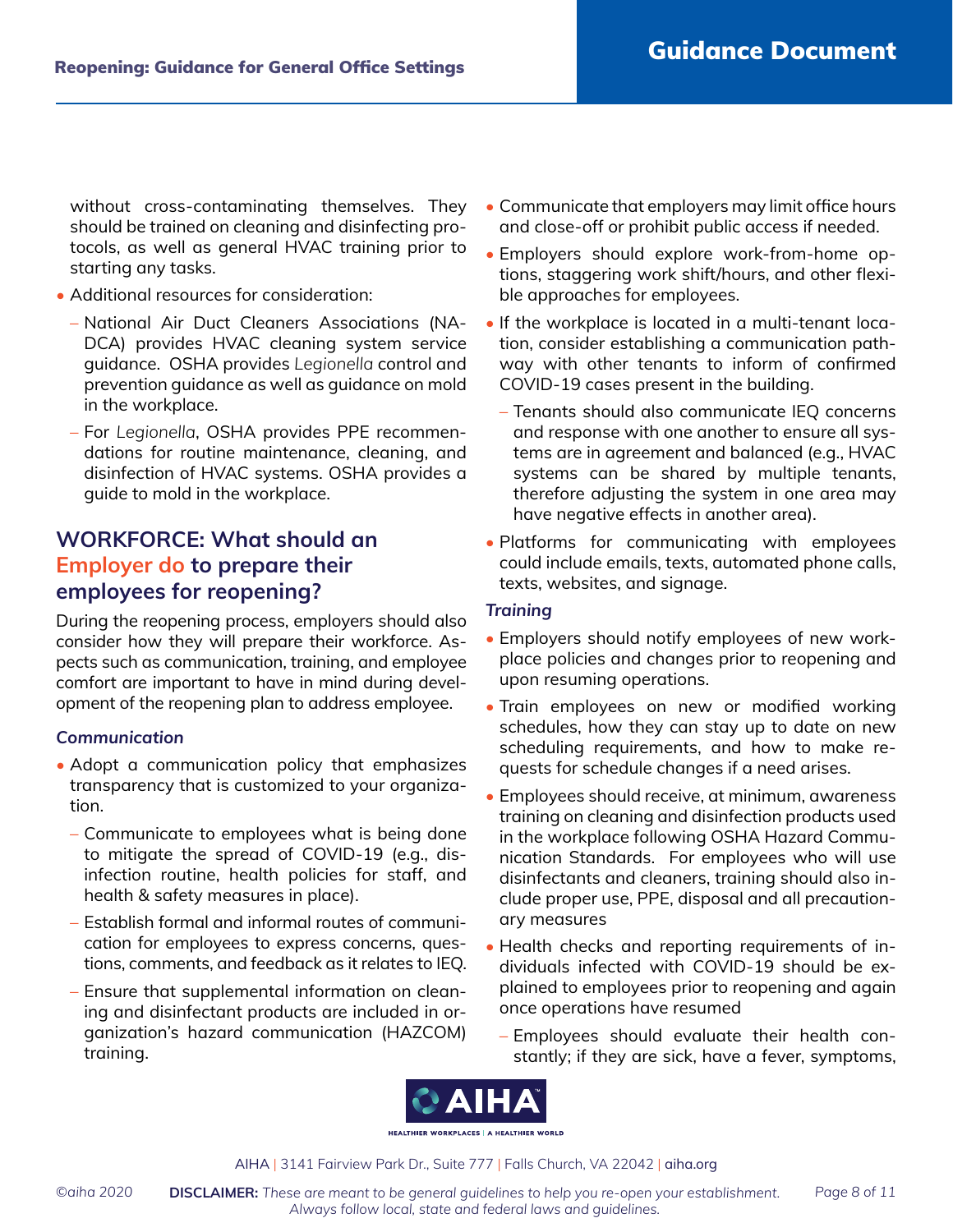without cross-contaminating themselves. They should be trained on cleaning and disinfecting protocols, as well as general HVAC training prior to starting any tasks.

- Additional resources for consideration:
  - National Air Duct Cleaners Associations (NADCA) provides HVAC cleaning system service guidance. OSHA provides *Legionella* control and prevention guidance as well as guidance on mold in the workplace.
  - For *Legionella*, OSHA provides PPE recommendations for routine maintenance, cleaning, and disinfection of HVAC systems. OSHA provides a guide to mold in the workplace.

## WORKFORCE: What should an Employer do to prepare their employees for reopening?

During the reopening process, employers should also consider how they will prepare their workforce. Aspects such as communication, training, and employee comfort are important to have in mind during development of the reopening plan to address employee.

### *Communication*

- Adopt a communication policy that emphasizes transparency that is customized to your organization.
  - Communicate to employees what is being done to mitigate the spread of COVID-19 (e.g., disinfection routine, health policies for staff, and health & safety measures in place).
  - Establish formal and informal routes of communication for employees to express concerns, questions, comments, and feedback as it relates to IEQ.
  - Ensure that supplemental information on cleaning and disinfectant products are included in organization's hazard communication (HAZCOM) training.
- Communicate that employers may limit office hours and close-off or prohibit public access if needed.
- Employers should explore work-from-home options, staggering work shift/hours, and other flexible approaches for employees.
- If the workplace is located in a multi-tenant location, consider establishing a communication pathway with other tenants to inform of confirmed COVID-19 cases present in the building.
  - Tenants should also communicate IEQ concerns and response with one another to ensure all systems are in agreement and balanced (e.g., HVAC systems can be shared by multiple tenants, therefore adjusting the system in one area may have negative effects in another area).
- Platforms for communicating with employees could include emails, texts, automated phone calls, texts, websites, and signage.

### *Training*

- Employers should notify employees of new workplace policies and changes prior to reopening and upon resuming operations.
- Train employees on new or modified working schedules, how they can stay up to date on new scheduling requirements, and how to make requests for schedule changes if a need arises.
- Employees should receive, at minimum, awareness training on cleaning and disinfection products used in the workplace following OSHA Hazard Communication Standards. For employees who will use disinfectants and cleaners, training should also include proper use, PPE, disposal and all precautionary measures
- Health checks and reporting requirements of individuals infected with COVID-19 should be explained to employees prior to reopening and again once operations have resumed
  - Employees should evaluate their health constantly; if they are sick, have a fever, symptoms,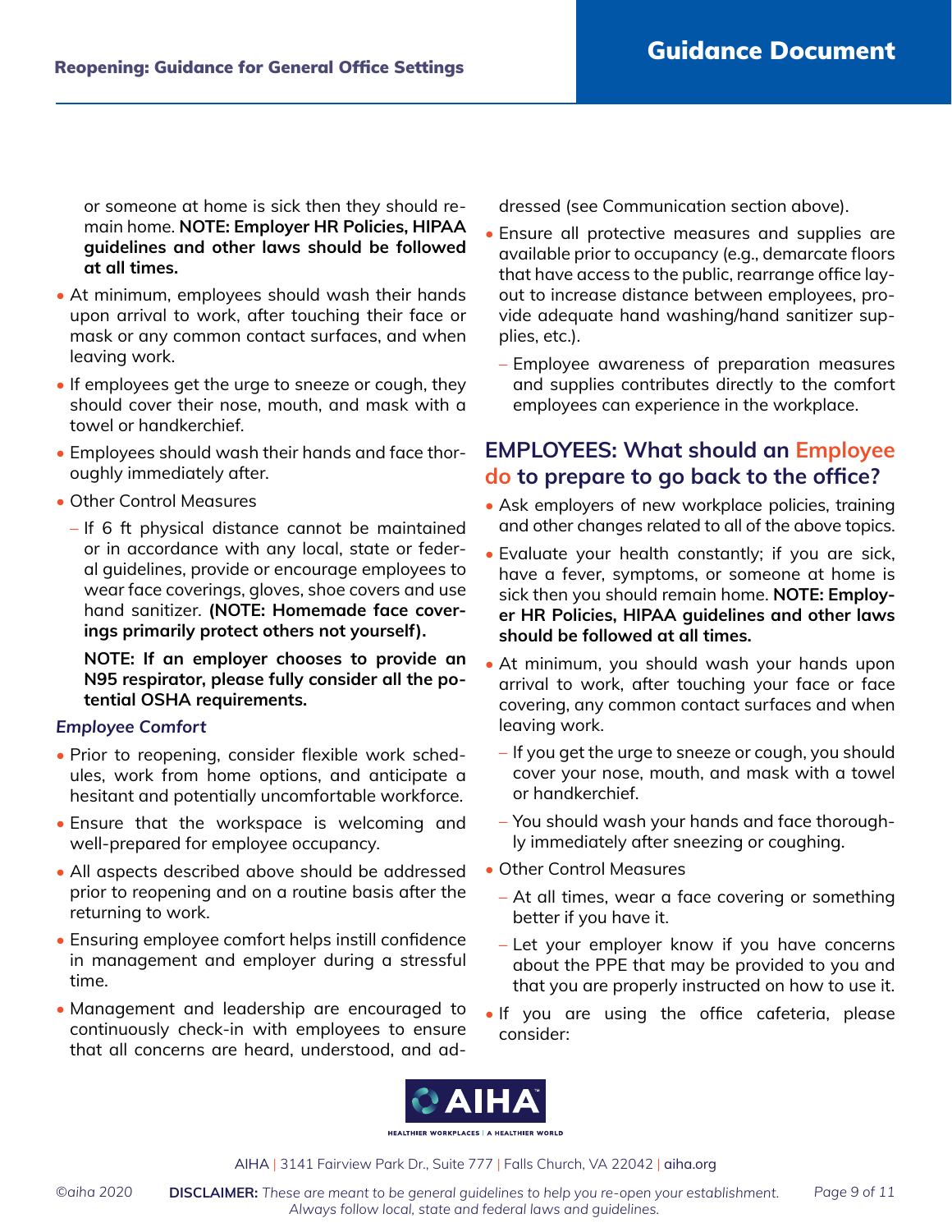or someone at home is sick then they should remain home. **NOTE: Employer HR Policies, HIPAA guidelines and other laws should be followed at all times.**

- At minimum, employees should wash their hands upon arrival to work, after touching their face or mask or any common contact surfaces, and when leaving work.
- If employees get the urge to sneeze or cough, they should cover their nose, mouth, and mask with a towel or handkerchief.
- Employees should wash their hands and face thoroughly immediately after.
- Other Control Measures
  - If 6 ft physical distance cannot be maintained or in accordance with any local, state or federal guidelines, provide or encourage employees to wear face coverings, gloves, shoe covers and use hand sanitizer. **(NOTE: Homemade face coverings primarily protect others not yourself).**

    **NOTE: If an employer chooses to provide an N95 respirator, please fully consider all the potential OSHA requirements.**

### *Employee Comfort*

- Prior to reopening, consider flexible work schedules, work from home options, and anticipate a hesitant and potentially uncomfortable workforce.
- Ensure that the workspace is welcoming and well-prepared for employee occupancy.
- All aspects described above should be addressed prior to reopening and on a routine basis after the returning to work.
- Ensuring employee comfort helps instill confidence in management and employer during a stressful time.
- Management and leadership are encouraged to continuously check-in with employees to ensure that all concerns are heard, understood, and addressed (see Communication section above).
- Ensure all protective measures and supplies are available prior to occupancy (e.g., demarcate floors that have access to the public, rearrange office layout to increase distance between employees, provide adequate hand washing/hand sanitizer supplies, etc.).
  - Employee awareness of preparation measures and supplies contributes directly to the comfort employees can experience in the workplace.

## EMPLOYEES: What should an Employee do to prepare to go back to the office?

- Ask employers of new workplace policies, training and other changes related to all of the above topics.
- Evaluate your health constantly; if you are sick, have a fever, symptoms, or someone at home is sick then you should remain home. **NOTE: Employer HR Policies, HIPAA guidelines and other laws should be followed at all times.**
- At minimum, you should wash your hands upon arrival to work, after touching your face or face covering, any common contact surfaces and when leaving work.
  - If you get the urge to sneeze or cough, you should cover your nose, mouth, and mask with a towel or handkerchief.
  - You should wash your hands and face thoroughly immediately after sneezing or coughing.
- Other Control Measures
  - At all times, wear a face covering or something better if you have it.
  - Let your employer know if you have concerns about the PPE that may be provided to you and that you are properly instructed on how to use it.
- If you are using the office cafeteria, please consider: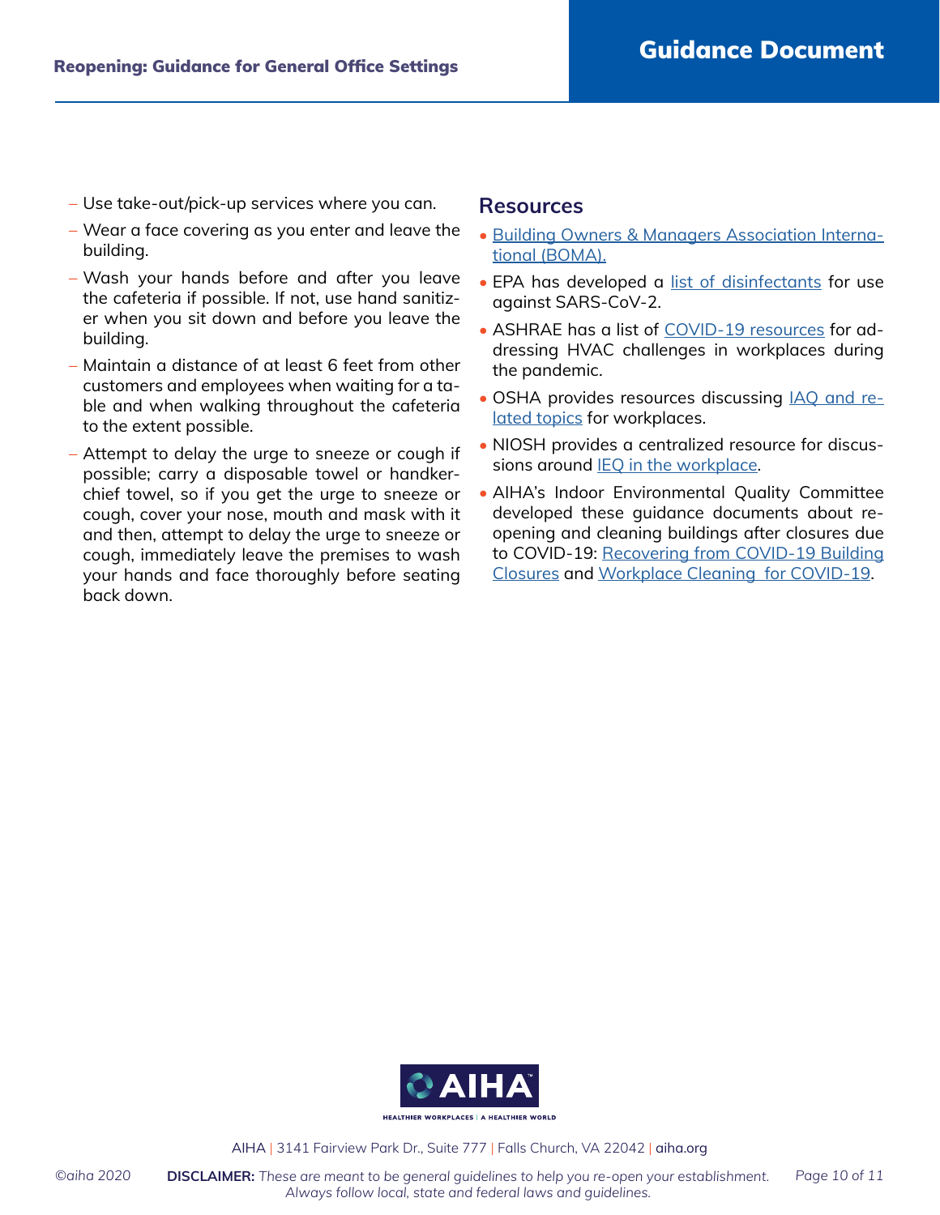- Use take-out/pick-up services where you can.
- Wear a face covering as you enter and leave the building.
- Wash your hands before and after you leave the cafeteria if possible. If not, use hand sanitizer when you sit down and before you leave the building.
- Maintain a distance of at least 6 feet from other customers and employees when waiting for a table and when walking throughout the cafeteria to the extent possible.
- Attempt to delay the urge to sneeze or cough if possible; carry a disposable towel or handkerchief towel, so if you get the urge to sneeze or cough, cover your nose, mouth and mask with it and then, attempt to delay the urge to sneeze or cough, immediately leave the premises to wash your hands and face thoroughly before seating back down.

## Resources

- Building Owners & Managers Association International (BOMA).
- EPA has developed a list of disinfectants for use against SARS-CoV-2.
- ASHRAE has a list of COVID-19 resources for addressing HVAC challenges in workplaces during the pandemic.
- OSHA provides resources discussing IAQ and related topics for workplaces.
- NIOSH provides a centralized resource for discussions around IEQ in the workplace.
- AIHA's Indoor Environmental Quality Committee developed these guidance documents about reopening and cleaning buildings after closures due to COVID-19: Recovering from COVID-19 Building Closures and Workplace Cleaning for COVID-19.

AIHA | 3141 Fairview Park Dr., Suite 777 | Falls Church, VA 22042 | aiha.org

©aiha 2020 **DISCLAIMER:** *These are meant to be general guidelines to help you re-open your establishment. Always follow local, state and federal laws and guidelines.*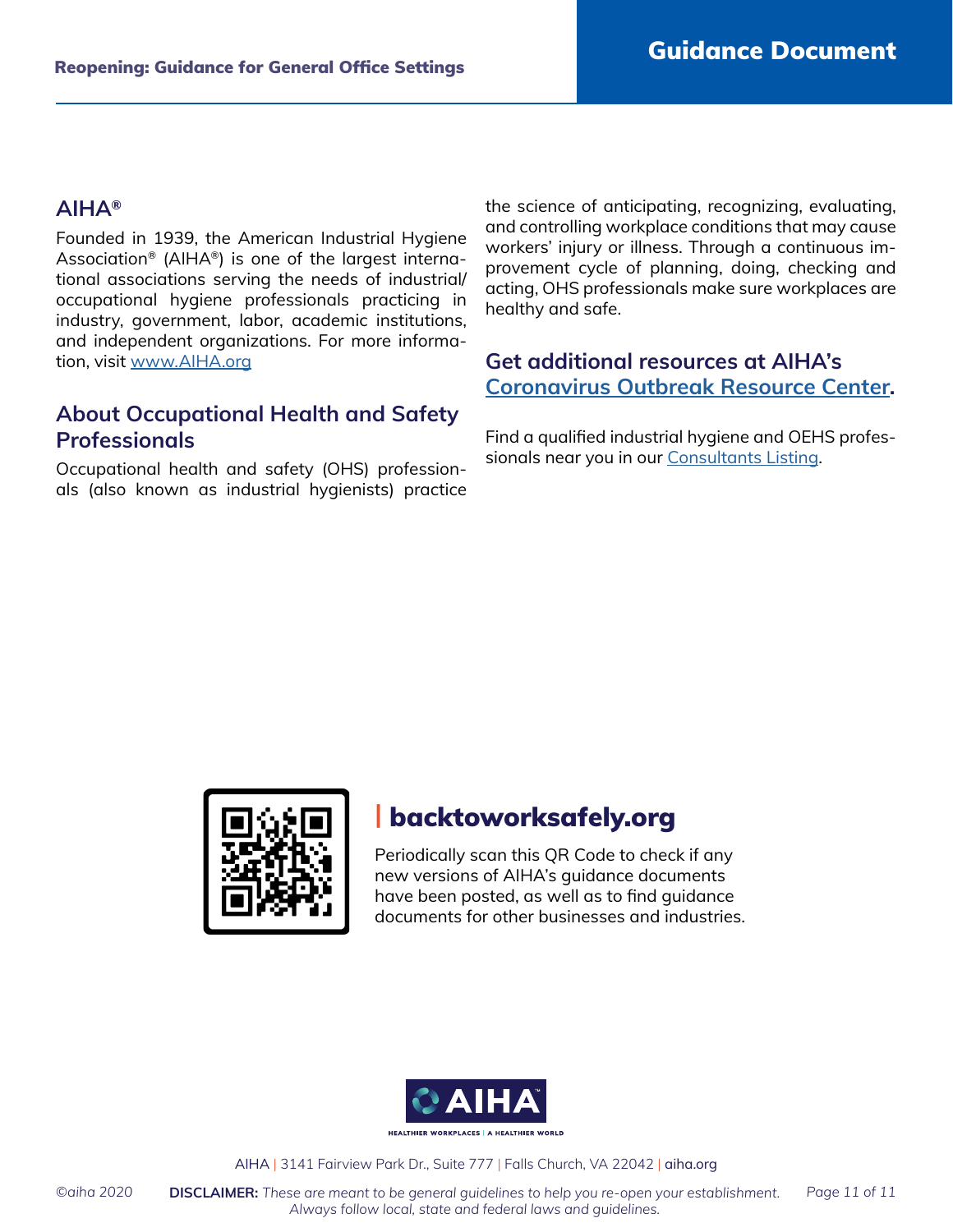## AIHA®

Founded in 1939, the American Industrial Hygiene Association® (AIHA®) is one of the largest international associations serving the needs of industrial/occupational hygiene professionals practicing in industry, government, labor, academic institutions, and independent organizations. For more information, visit www.AIHA.org

## About Occupational Health and Safety Professionals

Occupational health and safety (OHS) professionals (also known as industrial hygienists) practice the science of anticipating, recognizing, evaluating, and controlling workplace conditions that may cause workers' injury or illness. Through a continuous improvement cycle of planning, doing, checking and acting, OHS professionals make sure workplaces are healthy and safe.

## Get additional resources at AIHA's Coronavirus Outbreak Resource Center.

Find a qualified industrial hygiene and OEHS professionals near you in our Consultants Listing.

## backtoworksafely.org

Periodically scan this QR Code to check if any new versions of AIHA's guidance documents have been posted, as well as to find guidance documents for other businesses and industries.

AIHA
HEALTHIER WORKPLACES | A HEALTHIER WORLD

AIHA | 3141 Fairview Park Dr., Suite 777 | Falls Church, VA 22042 | aiha.org

©aiha 2020

**DISCLAIMER:** *These are meant to be general guidelines to help you re-open your establishment. Always follow local, state and federal laws and guidelines.*